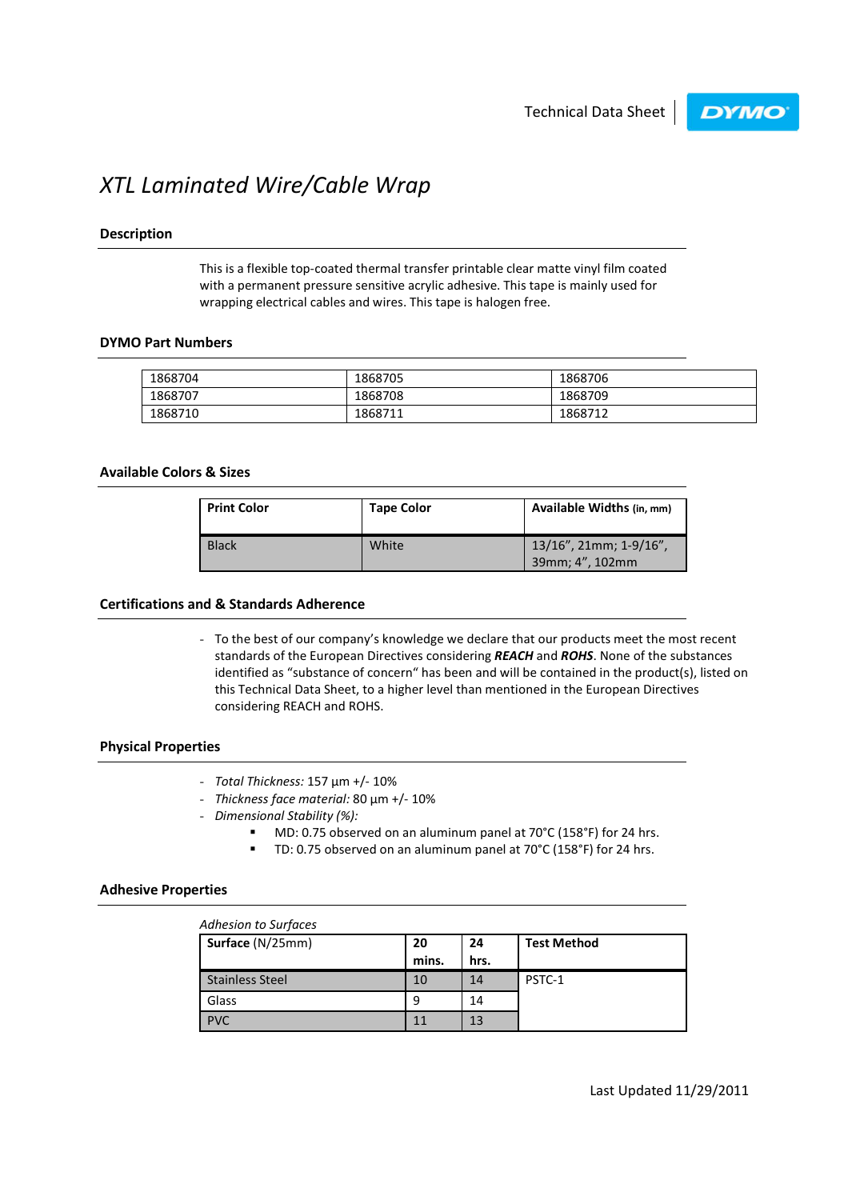# *XTL Laminated Wire/Cable Wrap*

## Description

This is a flexible top-coated thermal transfer printable clear matte vinyl film coated with a permanent pressure sensitive acrylic adhesive. This tape is mainly used for wrapping electrical cables and wires. This tape is halogen free.

## DYMO Part Numbers

| | | |
|---|---|---|
| 1868704 | 1868705 | 1868706 |
| 1868707 | 1868708 | 1868709 |
| 1868710 | 1868711 | 1868712 |

## Available Colors & Sizes

| Print Color | Tape Color | Available Widths (in, mm) |
|---|---|---|
| Black | White | 13/16", 21mm; 1-9/16", 39mm; 4", 102mm |

## Certifications and & Standards Adherence

- To the best of our company's knowledge we declare that our products meet the most recent standards of the European Directives considering ***REACH*** and ***ROHS***. None of the substances identified as "substance of concern" has been and will be contained in the product(s), listed on this Technical Data Sheet, to a higher level than mentioned in the European Directives considering REACH and ROHS.

## Physical Properties

- *Total Thickness:* 157 µm +/- 10%
- *Thickness face material:* 80 µm +/- 10%
- *Dimensional Stability (%):*
  - MD: 0.75 observed on an aluminum panel at 70°C (158°F) for 24 hrs.
  - TD: 0.75 observed on an aluminum panel at 70°C (158°F) for 24 hrs.

## Adhesive Properties

*Adhesion to Surfaces*

| **Surface** (N/25mm) | 20 mins. | 24 hrs. | Test Method |
|---|---|---|---|
| Stainless Steel | 10 | 14 | PSTC-1 |
| Glass | 9 | 14 | |
| PVC | 11 | 13 | |

Last Updated 11/29/2011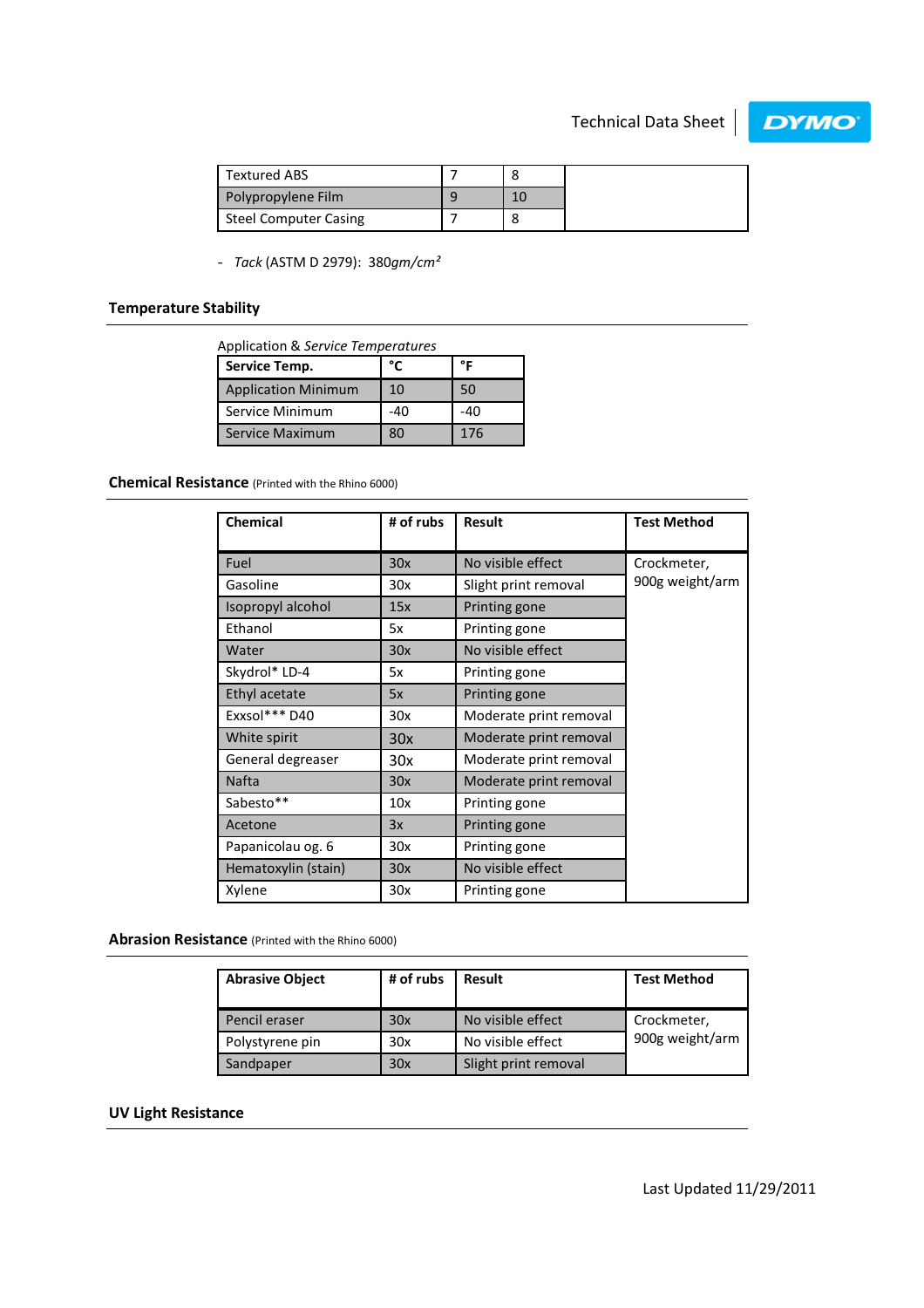| Textured ABS | 7 | 8 | |
|---|---|---|---|
| Polypropylene Film | 9 | 10 | |
| Steel Computer Casing | 7 | 8 | |

- *Tack* (ASTM D 2979): 380*gm/cm²*

## Temperature Stability

Application & *Service Temperatures*

| Service Temp. | °C | °F |
|---|---|---|
| Application Minimum | 10 | 50 |
| Service Minimum | -40 | -40 |
| Service Maximum | 80 | 176 |

## Chemical Resistance (Printed with the Rhino 6000)

| Chemical | # of rubs | Result | Test Method |
|---|---|---|---|
| Fuel | 30x | No visible effect | Crockmeter, 900g weight/arm |
| Gasoline | 30x | Slight print removal | |
| Isopropyl alcohol | 15x | Printing gone | |
| Ethanol | 5x | Printing gone | |
| Water | 30x | No visible effect | |
| Skydrol* LD-4 | 5x | Printing gone | |
| Ethyl acetate | 5x | Printing gone | |
| Exxsol*** D40 | 30x | Moderate print removal | |
| White spirit | 30x | Moderate print removal | |
| General degreaser | 30x | Moderate print removal | |
| Nafta | 30x | Moderate print removal | |
| Sabesto** | 10x | Printing gone | |
| Acetone | 3x | Printing gone | |
| Papanicolau og. 6 | 30x | Printing gone | |
| Hematoxylin (stain) | 30x | No visible effect | |
| Xylene | 30x | Printing gone | |

## Abrasion Resistance (Printed with the Rhino 6000)

| Abrasive Object | # of rubs | Result | Test Method |
|---|---|---|---|
| Pencil eraser | 30x | No visible effect | Crockmeter, 900g weight/arm |
| Polystyrene pin | 30x | No visible effect | |
| Sandpaper | 30x | Slight print removal | |

## UV Light Resistance

Last Updated 11/29/2011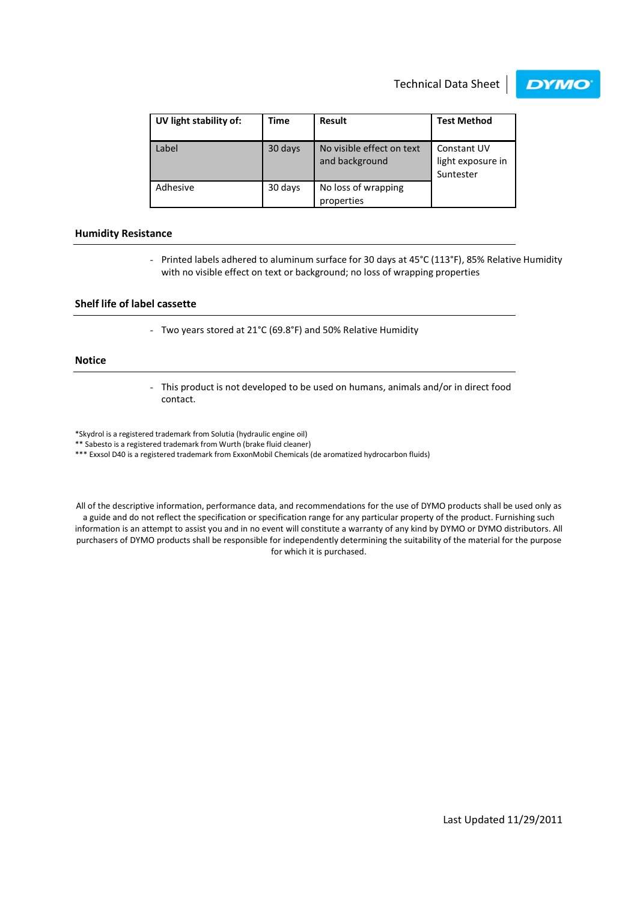| UV light stability of: | Time | Result | Test Method |
|---|---|---|---|
| Label | 30 days | No visible effect on text and background | Constant UV light exposure in Suntester |
| Adhesive | 30 days | No loss of wrapping properties | |

## Humidity Resistance

- Printed labels adhered to aluminum surface for 30 days at 45°C (113°F), 85% Relative Humidity with no visible effect on text or background; no loss of wrapping properties

## Shelf life of label cassette

- Two years stored at 21°C (69.8°F) and 50% Relative Humidity

## Notice

- This product is not developed to be used on humans, animals and/or in direct food contact.

*Skydrol is a registered trademark from Solutia (hydraulic engine oil)
** Sabesto is a registered trademark from Wurth (brake fluid cleaner)
*** Exxsol D40 is a registered trademark from ExxonMobil Chemicals (de aromatized hydrocarbon fluids)

All of the descriptive information, performance data, and recommendations for the use of DYMO products shall be used only as a guide and do not reflect the specification or specification range for any particular property of the product. Furnishing such information is an attempt to assist you and in no event will constitute a warranty of any kind by DYMO or DYMO distributors. All purchasers of DYMO products shall be responsible for independently determining the suitability of the material for the purpose for which it is purchased.

Last Updated 11/29/2011